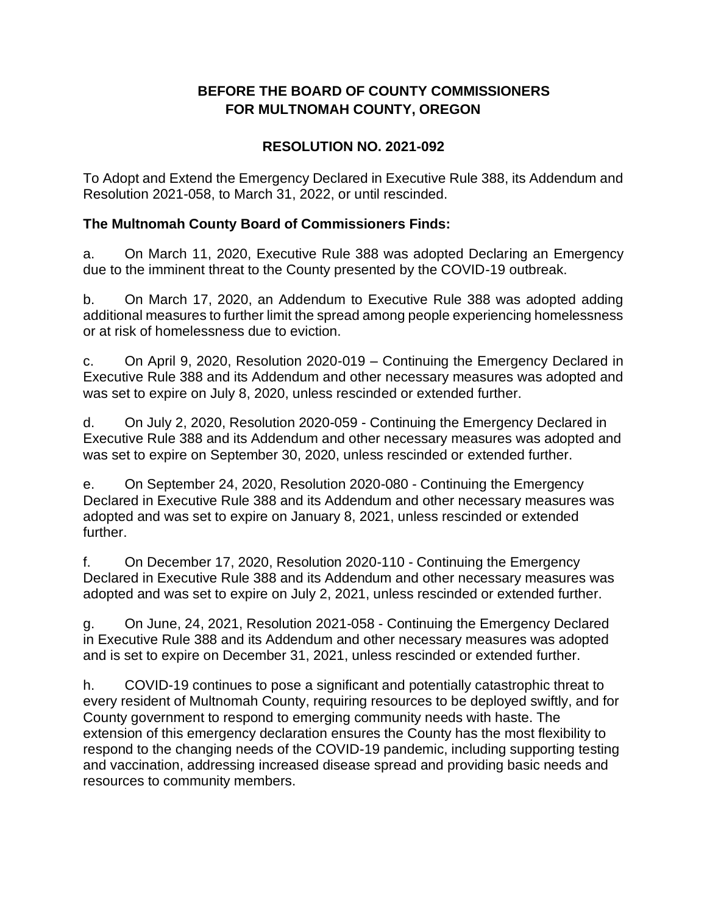# BEFORE THE BOARD OF COUNTY COMMISSIONERS FOR MULTNOMAH COUNTY, OREGON

## RESOLUTION NO. 2021-092

To Adopt and Extend the Emergency Declared in Executive Rule 388, its Addendum and Resolution 2021-058, to March 31, 2022, or until rescinded.

**The Multnomah County Board of Commissioners Finds:**

a. On March 11, 2020, Executive Rule 388 was adopted Declaring an Emergency due to the imminent threat to the County presented by the COVID-19 outbreak.

b. On March 17, 2020, an Addendum to Executive Rule 388 was adopted adding additional measures to further limit the spread among people experiencing homelessness or at risk of homelessness due to eviction.

c. On April 9, 2020, Resolution 2020-019 – Continuing the Emergency Declared in Executive Rule 388 and its Addendum and other necessary measures was adopted and was set to expire on July 8, 2020, unless rescinded or extended further.

d. On July 2, 2020, Resolution 2020-059 - Continuing the Emergency Declared in Executive Rule 388 and its Addendum and other necessary measures was adopted and was set to expire on September 30, 2020, unless rescinded or extended further.

e. On September 24, 2020, Resolution 2020-080 - Continuing the Emergency Declared in Executive Rule 388 and its Addendum and other necessary measures was adopted and was set to expire on January 8, 2021, unless rescinded or extended further.

f. On December 17, 2020, Resolution 2020-110 - Continuing the Emergency Declared in Executive Rule 388 and its Addendum and other necessary measures was adopted and was set to expire on July 2, 2021, unless rescinded or extended further.

g. On June, 24, 2021, Resolution 2021-058 - Continuing the Emergency Declared in Executive Rule 388 and its Addendum and other necessary measures was adopted and is set to expire on December 31, 2021, unless rescinded or extended further.

h. COVID-19 continues to pose a significant and potentially catastrophic threat to every resident of Multnomah County, requiring resources to be deployed swiftly, and for County government to respond to emerging community needs with haste. The extension of this emergency declaration ensures the County has the most flexibility to respond to the changing needs of the COVID-19 pandemic, including supporting testing and vaccination, addressing increased disease spread and providing basic needs and resources to community members.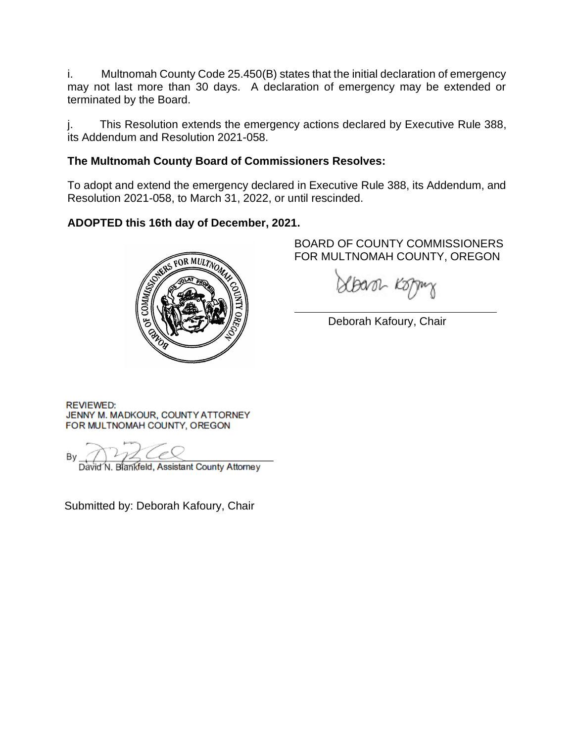i. Multnomah County Code 25.450(B) states that the initial declaration of emergency may not last more than 30 days. A declaration of emergency may be extended or terminated by the Board.

j. This Resolution extends the emergency actions declared by Executive Rule 388, its Addendum and Resolution 2021-058.

**The Multnomah County Board of Commissioners Resolves:**

To adopt and extend the emergency declared in Executive Rule 388, its Addendum, and Resolution 2021-058, to March 31, 2022, or until rescinded.

**ADOPTED this 16th day of December, 2021.**

BOARD OF COUNTY COMMISSIONERS
FOR MULTNOMAH COUNTY, OREGON

Deborah Kafoury, Chair

REVIEWED:
JENNY M. MADKOUR, COUNTY ATTORNEY
FOR MULTNOMAH COUNTY, OREGON

By
David N. Blankfeld, Assistant County Attorney

Submitted by: Deborah Kafoury, Chair